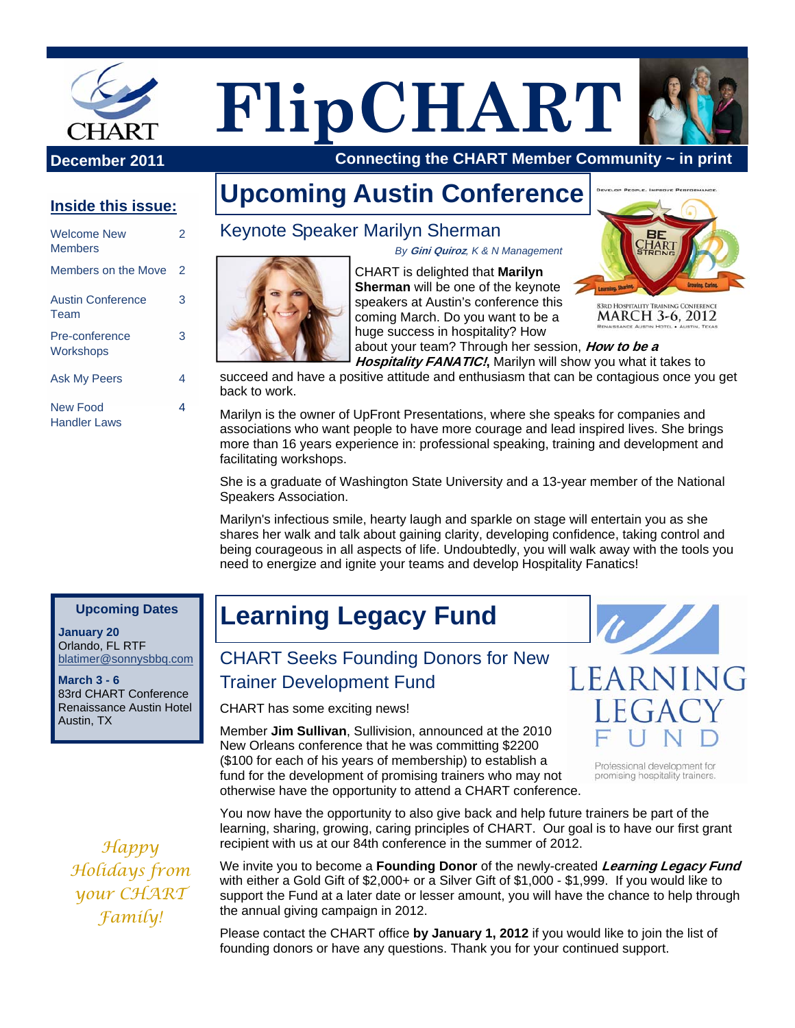# FlipCHART

**December 2011** — **Connecting the CHART Member Community ~ in print**

**Inside this issue:**

| | |
|---|---|
| Welcome New Members | 2 |
| Members on the Move | 2 |
| Austin Conference Team | 3 |
| Pre-conference Workshops | 3 |
| Ask My Peers | 4 |
| New Food Handler Laws | 4 |

## Upcoming Austin Conference

### Keynote Speaker Marilyn Sherman

*By **Gini Quiroz**, K & N Management*

CHART is delighted that **Marilyn Sherman** will be one of the keynote speakers at Austin's conference this coming March. Do you want to be a huge success in hospitality? How about your team? Through her session, ***How to be a Hospitality FANATIC!***, Marilyn will show you what it takes to succeed and have a positive attitude and enthusiasm that can be contagious once you get back to work.

Marilyn is the owner of UpFront Presentations, where she speaks for companies and associations who want people to have more courage and lead inspired lives. She brings more than 16 years experience in: professional speaking, training and development and facilitating workshops.

She is a graduate of Washington State University and a 13-year member of the National Speakers Association.

Marilyn's infectious smile, hearty laugh and sparkle on stage will entertain you as she shares her walk and talk about gaining clarity, developing confidence, taking control and being courageous in all aspects of life. Undoubtedly, you will walk away with the tools you need to energize and ignite your teams and develop Hospitality Fanatics!

Develop People. Improve Performance.

BE CHART STRONG — Learning, Sharing — Growing, Caring

83rd Hospitality Training Conference
MARCH 3-6, 2012
Renaissance Austin Hotel • Austin, Texas

**Upcoming Dates**

**January 20**
Orlando, FL RTF
blatimer@sonnysbbq.com

**March 3 - 6**
83rd CHART Conference
Renaissance Austin Hotel
Austin, TX

## Learning Legacy Fund

### CHART Seeks Founding Donors for New Trainer Development Fund

CHART has some exciting news!

Member **Jim Sullivan**, Sullivision, announced at the 2010 New Orleans conference that he was committing $2200 ($100 for each of his years of membership) to establish a fund for the development of promising trainers who may not otherwise have the opportunity to attend a CHART conference.

You now have the opportunity to also give back and help future trainers be part of the learning, sharing, growing, caring principles of CHART. Our goal is to have our first grant recipient with us at our 84th conference in the summer of 2012.

We invite you to become a **Founding Donor** of the newly-created ***Learning Legacy Fund*** with either a Gold Gift of $2,000+ or a Silver Gift of $1,000 - $1,999. If you would like to support the Fund at a later date or lesser amount, you will have the chance to help through the annual giving campaign in 2012.

Please contact the CHART office **by January 1, 2012** if you would like to join the list of founding donors or have any questions. Thank you for your continued support.

LEARNING LEGACY FUND
Professional development for promising hospitality trainers.

*Happy Holidays from your CHART Family!*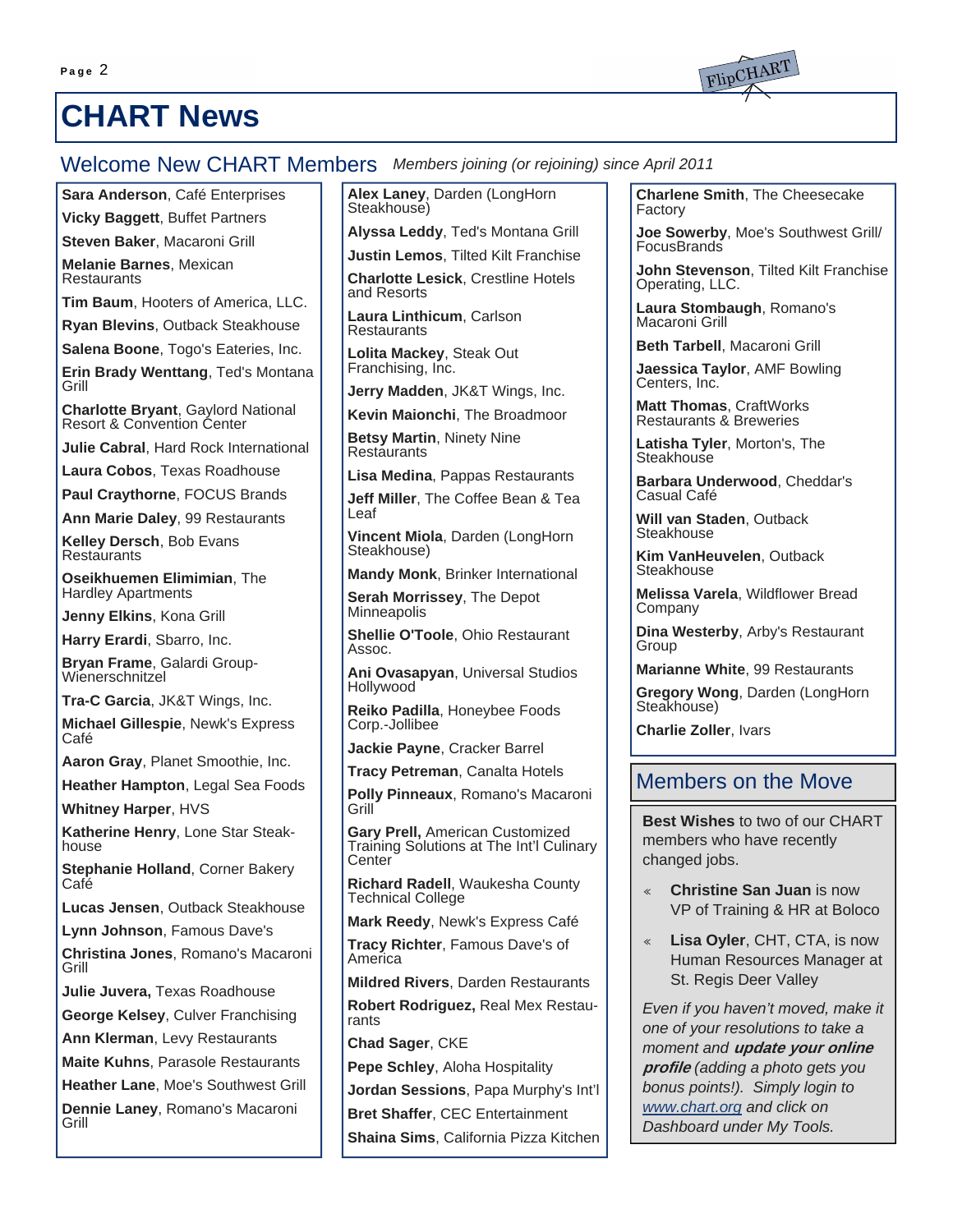# CHART News

## Welcome New CHART Members

*Members joining (or rejoining) since April 2011*

**Sara Anderson**, Café Enterprises

**Vicky Baggett**, Buffet Partners

**Steven Baker**, Macaroni Grill

**Melanie Barnes**, Mexican Restaurants

**Tim Baum**, Hooters of America, LLC.

**Ryan Blevins**, Outback Steakhouse

**Salena Boone**, Togo's Eateries, Inc.

**Erin Brady Wenttang**, Ted's Montana Grill

**Charlotte Bryant**, Gaylord National Resort & Convention Center

**Julie Cabral**, Hard Rock International

**Laura Cobos**, Texas Roadhouse

**Paul Craythorne**, FOCUS Brands

**Ann Marie Daley**, 99 Restaurants

**Kelley Dersch**, Bob Evans Restaurants

**Oseikhuemen Elimimian**, The Hardley Apartments

**Jenny Elkins**, Kona Grill

**Harry Erardi**, Sbarro, Inc.

**Bryan Frame**, Galardi Group-Wienerschnitzel

**Tra-C Garcia**, JK&T Wings, Inc.

**Michael Gillespie**, Newk's Express Café

**Aaron Gray**, Planet Smoothie, Inc.

**Heather Hampton**, Legal Sea Foods

**Whitney Harper**, HVS

**Katherine Henry**, Lone Star Steak-house

**Stephanie Holland**, Corner Bakery Café

**Lucas Jensen**, Outback Steakhouse

**Lynn Johnson**, Famous Dave's

**Christina Jones**, Romano's Macaroni Grill

**Julie Juvera,** Texas Roadhouse

**George Kelsey**, Culver Franchising

**Ann Klerman**, Levy Restaurants

**Maite Kuhns**, Parasole Restaurants

**Heather Lane**, Moe's Southwest Grill

**Dennie Laney**, Romano's Macaroni Grill

**Alex Laney**, Darden (LongHorn Steakhouse)

**Alyssa Leddy**, Ted's Montana Grill

**Justin Lemos**, Tilted Kilt Franchise

**Charlotte Lesick**, Crestline Hotels and Resorts

**Laura Linthicum**, Carlson Restaurants

**Lolita Mackey**, Steak Out Franchising, Inc.

**Jerry Madden**, JK&T Wings, Inc.

**Kevin Maionchi**, The Broadmoor

**Betsy Martin**, Ninety Nine Restaurants

**Lisa Medina**, Pappas Restaurants

**Jeff Miller**, The Coffee Bean & Tea Leaf

**Vincent Miola**, Darden (LongHorn Steakhouse)

**Mandy Monk**, Brinker International

**Serah Morrissey**, The Depot Minneapolis

**Shellie O'Toole**, Ohio Restaurant Assoc.

**Ani Ovasapyan**, Universal Studios Hollywood

**Reiko Padilla**, Honeybee Foods Corp.-Jollibee

**Jackie Payne**, Cracker Barrel

**Tracy Petreman**, Canalta Hotels

**Polly Pinneaux**, Romano's Macaroni Grill

**Gary Prell,** American Customized Training Solutions at The Int'l Culinary Center

**Richard Radell**, Waukesha County Technical College

**Mark Reedy**, Newk's Express Café

**Tracy Richter**, Famous Dave's of America

**Mildred Rivers**, Darden Restaurants

**Robert Rodriguez,** Real Mex Restau-rants

**Chad Sager**, CKE

**Pepe Schley**, Aloha Hospitality

**Jordan Sessions**, Papa Murphy's Int'l

**Bret Shaffer**, CEC Entertainment

**Shaina Sims**, California Pizza Kitchen

**Charlene Smith**, The Cheesecake Factory

**Joe Sowerby**, Moe's Southwest Grill/ FocusBrands

**John Stevenson**, Tilted Kilt Franchise Operating, LLC.

**Laura Stombaugh**, Romano's Macaroni Grill

**Beth Tarbell**, Macaroni Grill

**Jaessica Taylor**, AMF Bowling Centers, Inc.

**Matt Thomas**, CraftWorks Restaurants & Breweries

**Latisha Tyler**, Morton's, The Steakhouse

**Barbara Underwood**, Cheddar's Casual Café

**Will van Staden**, Outback Steakhouse

**Kim VanHeuvelen**, Outback Steakhouse

**Melissa Varela**, Wildflower Bread Company

**Dina Westerby**, Arby's Restaurant Group

**Marianne White**, 99 Restaurants

**Gregory Wong**, Darden (LongHorn Steakhouse)

**Charlie Zoller**, Ivars

## Members on the Move

**Best Wishes** to two of our CHART members who have recently changed jobs.

- **Christine San Juan** is now VP of Training & HR at Boloco
- **Lisa Oyler**, CHT, CTA, is now Human Resources Manager at St. Regis Deer Valley

*Even if you haven't moved, make it one of your resolutions to take a moment and **update your online profile** (adding a photo gets you bonus points!). Simply login to www.chart.org and click on Dashboard under My Tools.*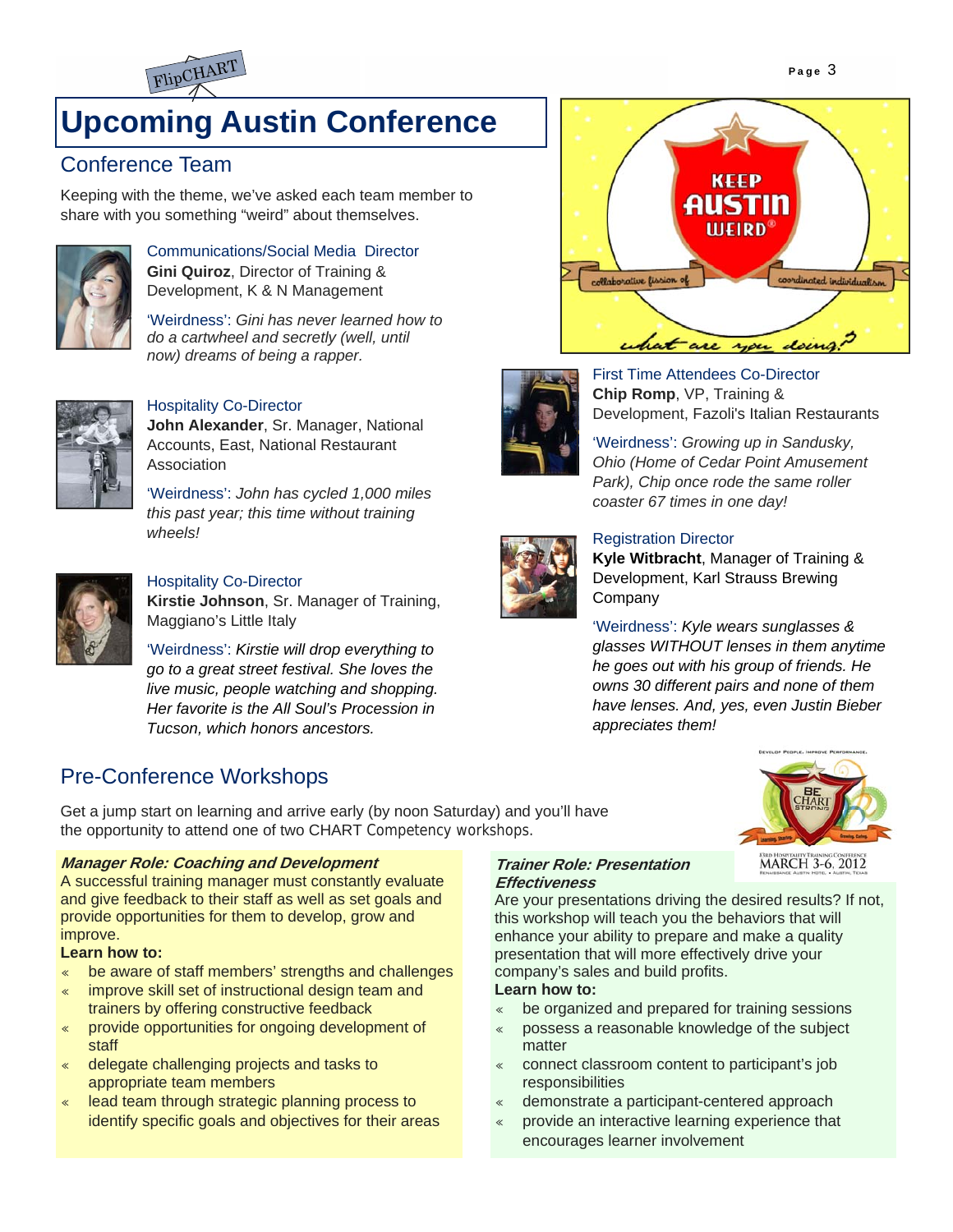# Upcoming Austin Conference

## Conference Team

Keeping with the theme, we've asked each team member to share with you something "weird" about themselves.

### Communications/Social Media Director

**Gini Quiroz**, Director of Training & Development, K & N Management

'Weirdness': *Gini has never learned how to do a cartwheel and secretly (well, until now) dreams of being a rapper.*

### Hospitality Co-Director

**John Alexander**, Sr. Manager, National Accounts, East, National Restaurant Association

'Weirdness': *John has cycled 1,000 miles this past year; this time without training wheels!*

### Hospitality Co-Director

**Kirstie Johnson**, Sr. Manager of Training, Maggiano's Little Italy

'Weirdness': *Kirstie will drop everything to go to a great street festival. She loves the live music, people watching and shopping. Her favorite is the All Soul's Procession in Tucson, which honors ancestors.*

### First Time Attendees Co-Director

**Chip Romp**, VP, Training & Development, Fazoli's Italian Restaurants

'Weirdness': *Growing up in Sandusky, Ohio (Home of Cedar Point Amusement Park), Chip once rode the same roller coaster 67 times in one day!*

### Registration Director

**Kyle Witbracht**, Manager of Training & Development, Karl Strauss Brewing Company

'Weirdness': *Kyle wears sunglasses & glasses WITHOUT lenses in them anytime he goes out with his group of friends. He owns 30 different pairs and none of them have lenses. And, yes, even Justin Bieber appreciates them!*

## Pre-Conference Workshops

Get a jump start on learning and arrive early (by noon Saturday) and you'll have the opportunity to attend one of two CHART Competency workshops.

***Manager Role: Coaching and Development***

A successful training manager must constantly evaluate and give feedback to their staff as well as set goals and provide opportunities for them to develop, grow and improve.

**Learn how to:**

- be aware of staff members' strengths and challenges
- improve skill set of instructional design team and trainers by offering constructive feedback
- provide opportunities for ongoing development of staff
- delegate challenging projects and tasks to appropriate team members
- lead team through strategic planning process to identify specific goals and objectives for their areas

***Trainer Role: Presentation Effectiveness***

Are your presentations driving the desired results? If not, this workshop will teach you the behaviors that will enhance your ability to prepare and make a quality presentation that will more effectively drive your company's sales and build profits.

**Learn how to:**

- be organized and prepared for training sessions
- possess a reasonable knowledge of the subject matter
- connect classroom content to participant's job responsibilities
- demonstrate a participant-centered approach
- provide an interactive learning experience that encourages learner involvement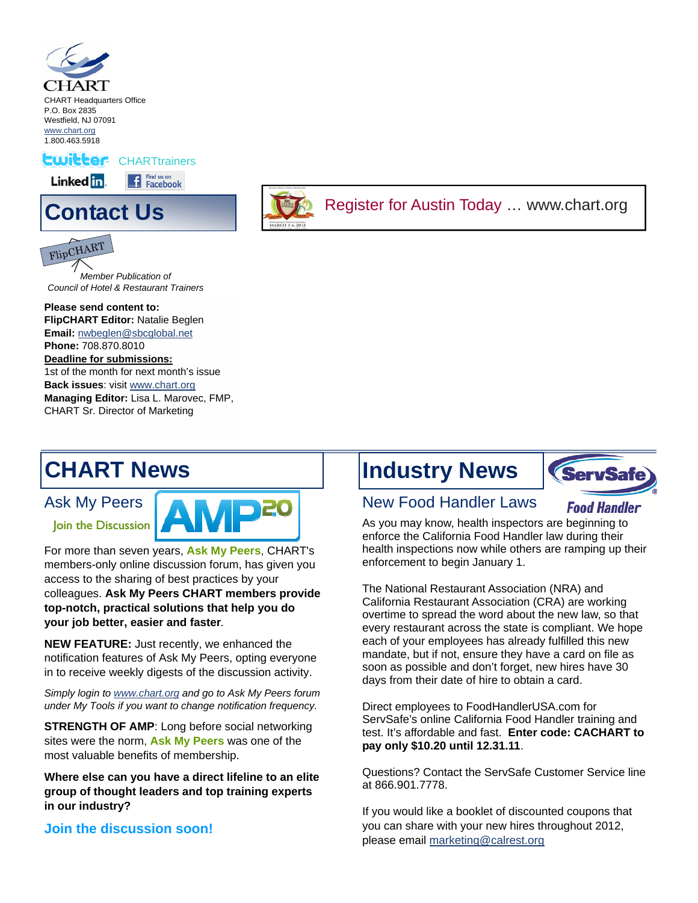CHART

CHART Headquarters Office
P.O. Box 2835
Westfield, NJ 07091
www.chart.org
1.800.463.5918

twitter CHARTtrainers

LinkedIn Find us on Facebook

# Contact Us

Register for Austin Today … www.chart.org

FlipCHART

*Member Publication of Council of Hotel & Restaurant Trainers*

**Please send content to:**
**FlipCHART Editor:** Natalie Beglen
**Email:** nwbeglen@sbcglobal.net
**Phone:** 708.870.8010
**Deadline for submissions:**
1st of the month for next month's issue
**Back issues**: visit www.chart.org
**Managing Editor:** Lisa L. Marovec, FMP, CHART Sr. Director of Marketing

# CHART News

## Ask My Peers

Join the Discussion

AMP 2.0

For more than seven years, **Ask My Peers**, CHART's members-only online discussion forum, has given you access to the sharing of best practices by your colleagues. **Ask My Peers CHART members provide top-notch, practical solutions that help you do your job better, easier and faster**.

**NEW FEATURE:** Just recently, we enhanced the notification features of Ask My Peers, opting everyone in to receive weekly digests of the discussion activity.

*Simply login to www.chart.org and go to Ask My Peers forum under My Tools if you want to change notification frequency.*

**STRENGTH OF AMP**: Long before social networking sites were the norm, **Ask My Peers** was one of the most valuable benefits of membership.

**Where else can you have a direct lifeline to an elite group of thought leaders and top training experts in our industry?**

**Join the discussion soon!**

# Industry News

ServSafe Food Handler

## New Food Handler Laws

As you may know, health inspectors are beginning to enforce the California Food Handler law during their health inspections now while others are ramping up their enforcement to begin January 1.

The National Restaurant Association (NRA) and California Restaurant Association (CRA) are working overtime to spread the word about the new law, so that every restaurant across the state is compliant. We hope each of your employees has already fulfilled this new mandate, but if not, ensure they have a card on file as soon as possible and don't forget, new hires have 30 days from their date of hire to obtain a card.

Direct employees to FoodHandlerUSA.com for ServSafe's online California Food Handler training and test. It's affordable and fast. **Enter code: CACHART to pay only $10.20 until 12.31.11**.

Questions? Contact the ServSafe Customer Service line at 866.901.7778.

If you would like a booklet of discounted coupons that you can share with your new hires throughout 2012, please email marketing@calrest.org